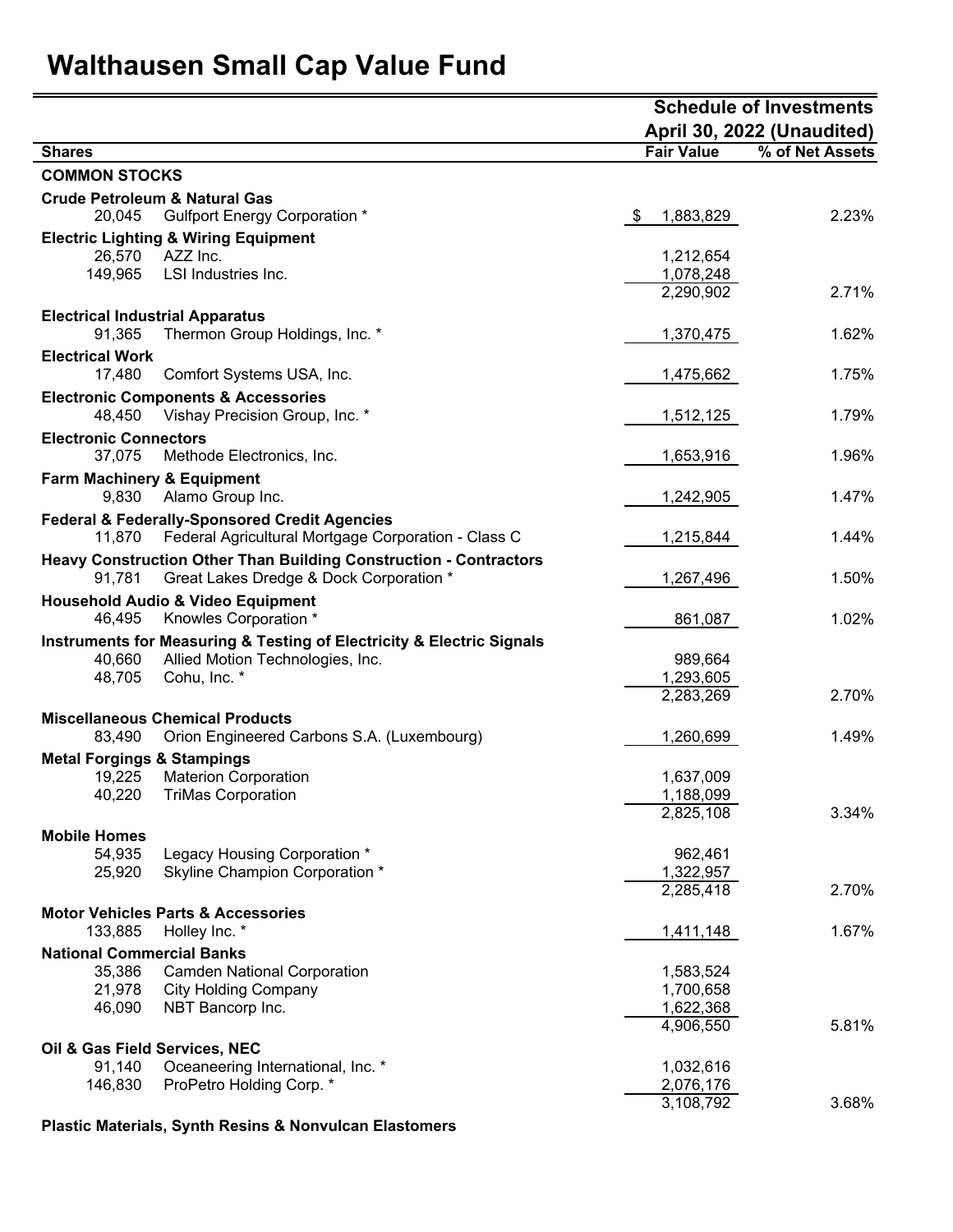# Walthausen Small Cap Value Fund

**Schedule of Investments**
**April 30, 2022 (Unaudited)**

| Shares | | Fair Value | % of Net Assets |
|---|---|---|---|
| **COMMON STOCKS** | | | |
| **Crude Petroleum & Natural Gas** | | | |
| 20,045 | Gulfport Energy Corporation * | $ 1,883,829 | 2.23% |
| **Electric Lighting & Wiring Equipment** | | | |
| 26,570 | AZZ Inc. | 1,212,654 | |
| 149,965 | LSI Industries Inc. | 1,078,248 | |
| | | 2,290,902 | 2.71% |
| **Electrical Industrial Apparatus** | | | |
| 91,365 | Thermon Group Holdings, Inc. * | 1,370,475 | 1.62% |
| **Electrical Work** | | | |
| 17,480 | Comfort Systems USA, Inc. | 1,475,662 | 1.75% |
| **Electronic Components & Accessories** | | | |
| 48,450 | Vishay Precision Group, Inc. * | 1,512,125 | 1.79% |
| **Electronic Connectors** | | | |
| 37,075 | Methode Electronics, Inc. | 1,653,916 | 1.96% |
| **Farm Machinery & Equipment** | | | |
| 9,830 | Alamo Group Inc. | 1,242,905 | 1.47% |
| **Federal & Federally-Sponsored Credit Agencies** | | | |
| 11,870 | Federal Agricultural Mortgage Corporation - Class C | 1,215,844 | 1.44% |
| **Heavy Construction Other Than Building Construction - Contractors** | | | |
| 91,781 | Great Lakes Dredge & Dock Corporation * | 1,267,496 | 1.50% |
| **Household Audio & Video Equipment** | | | |
| 46,495 | Knowles Corporation * | 861,087 | 1.02% |
| **Instruments for Measuring & Testing of Electricity & Electric Signals** | | | |
| 40,660 | Allied Motion Technologies, Inc. | 989,664 | |
| 48,705 | Cohu, Inc. * | 1,293,605 | |
| | | 2,283,269 | 2.70% |
| **Miscellaneous Chemical Products** | | | |
| 83,490 | Orion Engineered Carbons S.A. (Luxembourg) | 1,260,699 | 1.49% |
| **Metal Forgings & Stampings** | | | |
| 19,225 | Materion Corporation | 1,637,009 | |
| 40,220 | TriMas Corporation | 1,188,099 | |
| | | 2,825,108 | 3.34% |
| **Mobile Homes** | | | |
| 54,935 | Legacy Housing Corporation * | 962,461 | |
| 25,920 | Skyline Champion Corporation * | 1,322,957 | |
| | | 2,285,418 | 2.70% |
| **Motor Vehicles Parts & Accessories** | | | |
| 133,885 | Holley Inc. * | 1,411,148 | 1.67% |
| **National Commercial Banks** | | | |
| 35,386 | Camden National Corporation | 1,583,524 | |
| 21,978 | City Holding Company | 1,700,658 | |
| 46,090 | NBT Bancorp Inc. | 1,622,368 | |
| | | 4,906,550 | 5.81% |
| **Oil & Gas Field Services, NEC** | | | |
| 91,140 | Oceaneering International, Inc. * | 1,032,616 | |
| 146,830 | ProPetro Holding Corp. * | 2,076,176 | |
| | | 3,108,792 | 3.68% |
| **Plastic Materials, Synth Resins & Nonvulcan Elastomers** | | | |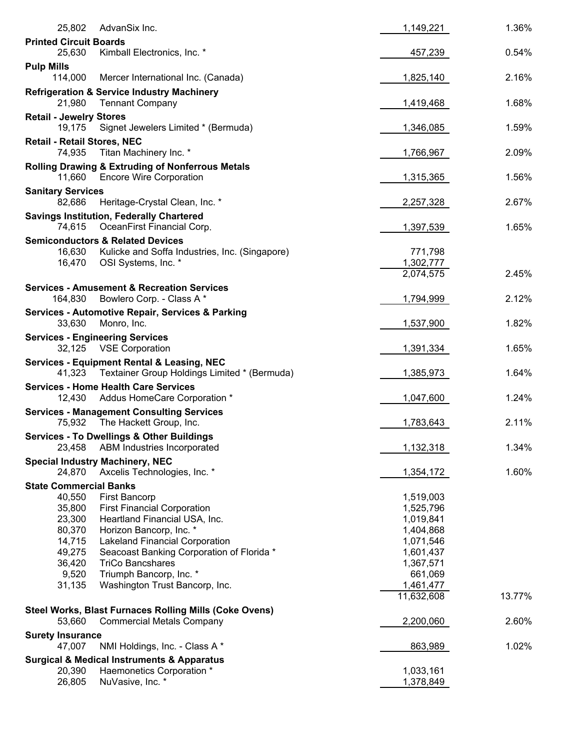| | | | |
|---|---|---|---|
| 25,802 | AdvanSix Inc. | 1,149,221 | 1.36% |
| **Printed Circuit Boards** | | | |
| 25,630 | Kimball Electronics, Inc. * | 457,239 | 0.54% |
| **Pulp Mills** | | | |
| 114,000 | Mercer International Inc. (Canada) | 1,825,140 | 2.16% |
| **Refrigeration & Service Industry Machinery** | | | |
| 21,980 | Tennant Company | 1,419,468 | 1.68% |
| **Retail - Jewelry Stores** | | | |
| 19,175 | Signet Jewelers Limited * (Bermuda) | 1,346,085 | 1.59% |
| **Retail - Retail Stores, NEC** | | | |
| 74,935 | Titan Machinery Inc. * | 1,766,967 | 2.09% |
| **Rolling Drawing & Extruding of Nonferrous Metals** | | | |
| 11,660 | Encore Wire Corporation | 1,315,365 | 1.56% |
| **Sanitary Services** | | | |
| 82,686 | Heritage-Crystal Clean, Inc. * | 2,257,328 | 2.67% |
| **Savings Institution, Federally Chartered** | | | |
| 74,615 | OceanFirst Financial Corp. | 1,397,539 | 1.65% |
| **Semiconductors & Related Devices** | | | |
| 16,630 | Kulicke and Soffa Industries, Inc. (Singapore) | 771,798 | |
| 16,470 | OSI Systems, Inc. * | 1,302,777 | |
| | | 2,074,575 | 2.45% |
| **Services - Amusement & Recreation Services** | | | |
| 164,830 | Bowlero Corp. - Class A * | 1,794,999 | 2.12% |
| **Services - Automotive Repair, Services & Parking** | | | |
| 33,630 | Monro, Inc. | 1,537,900 | 1.82% |
| **Services - Engineering Services** | | | |
| 32,125 | VSE Corporation | 1,391,334 | 1.65% |
| **Services - Equipment Rental & Leasing, NEC** | | | |
| 41,323 | Textainer Group Holdings Limited * (Bermuda) | 1,385,973 | 1.64% |
| **Services - Home Health Care Services** | | | |
| 12,430 | Addus HomeCare Corporation * | 1,047,600 | 1.24% |
| **Services - Management Consulting Services** | | | |
| 75,932 | The Hackett Group, Inc. | 1,783,643 | 2.11% |
| **Services - To Dwellings & Other Buildings** | | | |
| 23,458 | ABM Industries Incorporated | 1,132,318 | 1.34% |
| **Special Industry Machinery, NEC** | | | |
| 24,870 | Axcelis Technologies, Inc. * | 1,354,172 | 1.60% |
| **State Commercial Banks** | | | |
| 40,550 | First Bancorp | 1,519,003 | |
| 35,800 | First Financial Corporation | 1,525,796 | |
| 23,300 | Heartland Financial USA, Inc. | 1,019,841 | |
| 80,370 | Horizon Bancorp, Inc. * | 1,404,868 | |
| 14,715 | Lakeland Financial Corporation | 1,071,546 | |
| 49,275 | Seacoast Banking Corporation of Florida * | 1,601,437 | |
| 36,420 | TriCo Bancshares | 1,367,571 | |
| 9,520 | Triumph Bancorp, Inc. * | 661,069 | |
| 31,135 | Washington Trust Bancorp, Inc. | 1,461,477 | |
| | | 11,632,608 | 13.77% |
| **Steel Works, Blast Furnaces Rolling Mills (Coke Ovens)** | | | |
| 53,660 | Commercial Metals Company | 2,200,060 | 2.60% |
| **Surety Insurance** | | | |
| 47,007 | NMI Holdings, Inc. - Class A * | 863,989 | 1.02% |
| **Surgical & Medical Instruments & Apparatus** | | | |
| 20,390 | Haemonetics Corporation * | 1,033,161 | |
| 26,805 | NuVasive, Inc. * | 1,378,849 | |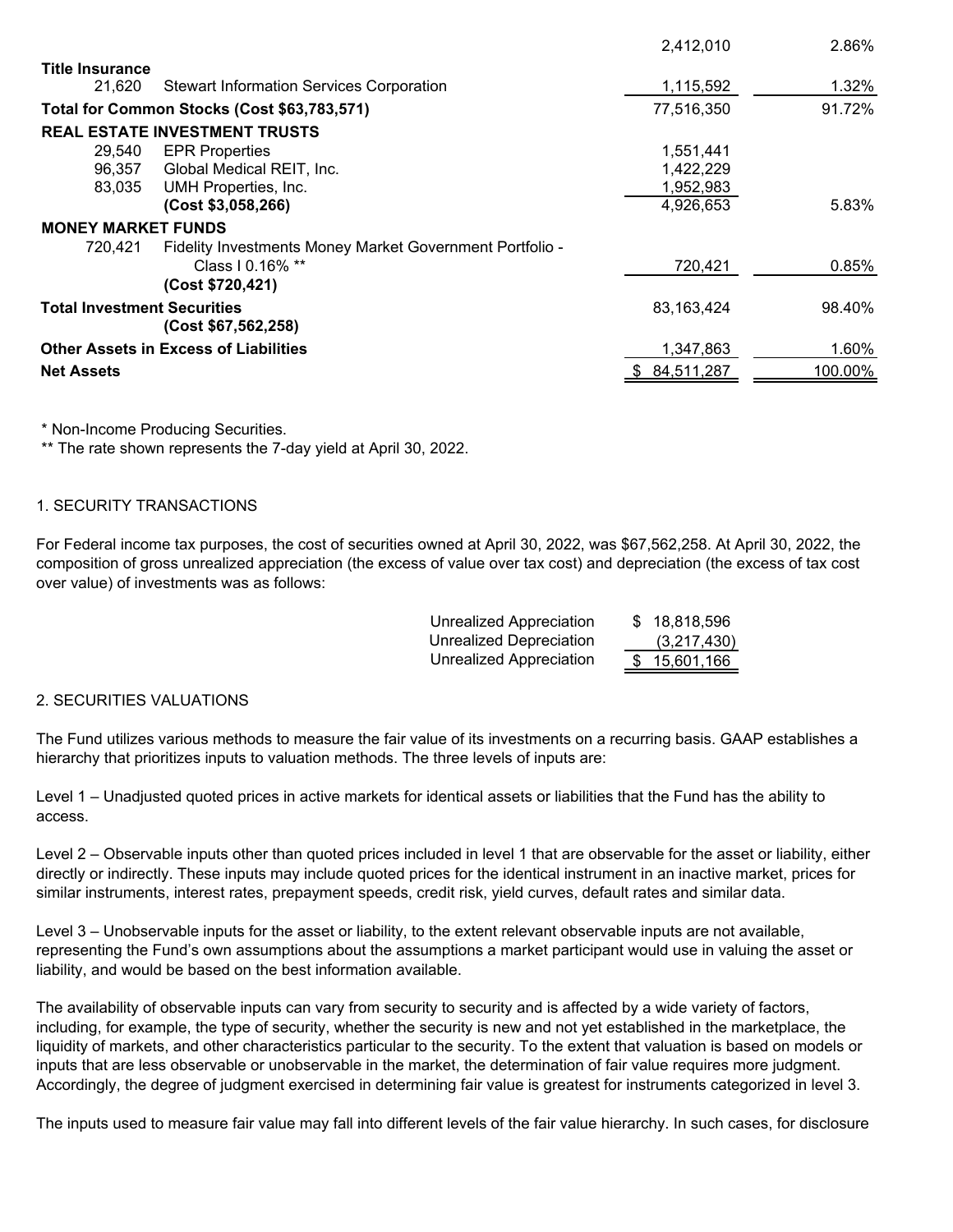| | | | |
|---|---|---|---|
| | | 2,412,010 | 2.86% |
| **Title Insurance** | | | |
| 21,620 | Stewart Information Services Corporation | 1,115,592 | 1.32% |
| **Total for Common Stocks (Cost $63,783,571)** | | 77,516,350 | 91.72% |
| **REAL ESTATE INVESTMENT TRUSTS** | | | |
| 29,540 | EPR Properties | 1,551,441 | |
| 96,357 | Global Medical REIT, Inc. | 1,422,229 | |
| 83,035 | UMH Properties, Inc. | 1,952,983 | |
| | **(Cost $3,058,266)** | 4,926,653 | 5.83% |
| **MONEY MARKET FUNDS** | | | |
| 720,421 | Fidelity Investments Money Market Government Portfolio - Class I 0.16% ** | 720,421 | 0.85% |
| | **(Cost $720,421)** | | |
| **Total Investment Securities** | **(Cost $67,562,258)** | 83,163,424 | 98.40% |
| **Other Assets in Excess of Liabilities** | | 1,347,863 | 1.60% |
| **Net Assets** | | $ 84,511,287 | 100.00% |

* Non-Income Producing Securities.

** The rate shown represents the 7-day yield at April 30, 2022.

1. SECURITY TRANSACTIONS

For Federal income tax purposes, the cost of securities owned at April 30, 2022, was $67,562,258. At April 30, 2022, the composition of gross unrealized appreciation (the excess of value over tax cost) and depreciation (the excess of tax cost over value) of investments was as follows:

| | |
|---|---|
| Unrealized Appreciation | $ 18,818,596 |
| Unrealized Depreciation | (3,217,430) |
| Unrealized Appreciation | $ 15,601,166 |

2. SECURITIES VALUATIONS

The Fund utilizes various methods to measure the fair value of its investments on a recurring basis. GAAP establishes a hierarchy that prioritizes inputs to valuation methods. The three levels of inputs are:

Level 1 – Unadjusted quoted prices in active markets for identical assets or liabilities that the Fund has the ability to access.

Level 2 – Observable inputs other than quoted prices included in level 1 that are observable for the asset or liability, either directly or indirectly. These inputs may include quoted prices for the identical instrument in an inactive market, prices for similar instruments, interest rates, prepayment speeds, credit risk, yield curves, default rates and similar data.

Level 3 – Unobservable inputs for the asset or liability, to the extent relevant observable inputs are not available, representing the Fund's own assumptions about the assumptions a market participant would use in valuing the asset or liability, and would be based on the best information available.

The availability of observable inputs can vary from security to security and is affected by a wide variety of factors, including, for example, the type of security, whether the security is new and not yet established in the marketplace, the liquidity of markets, and other characteristics particular to the security. To the extent that valuation is based on models or inputs that are less observable or unobservable in the market, the determination of fair value requires more judgment. Accordingly, the degree of judgment exercised in determining fair value is greatest for instruments categorized in level 3.

The inputs used to measure fair value may fall into different levels of the fair value hierarchy. In such cases, for disclosure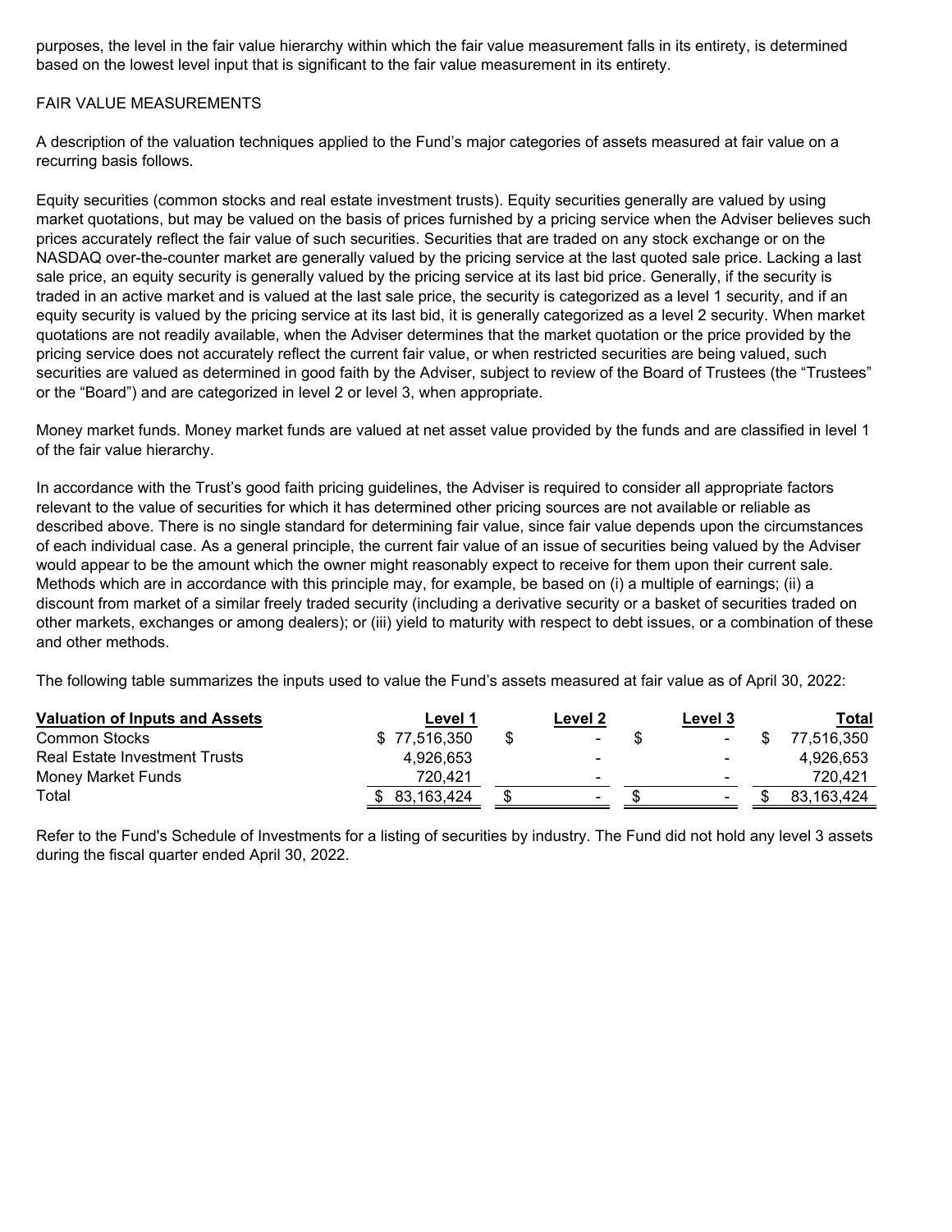purposes, the level in the fair value hierarchy within which the fair value measurement falls in its entirety, is determined based on the lowest level input that is significant to the fair value measurement in its entirety.

FAIR VALUE MEASUREMENTS

A description of the valuation techniques applied to the Fund's major categories of assets measured at fair value on a recurring basis follows.

Equity securities (common stocks and real estate investment trusts). Equity securities generally are valued by using market quotations, but may be valued on the basis of prices furnished by a pricing service when the Adviser believes such prices accurately reflect the fair value of such securities. Securities that are traded on any stock exchange or on the NASDAQ over-the-counter market are generally valued by the pricing service at the last quoted sale price. Lacking a last sale price, an equity security is generally valued by the pricing service at its last bid price. Generally, if the security is traded in an active market and is valued at the last sale price, the security is categorized as a level 1 security, and if an equity security is valued by the pricing service at its last bid, it is generally categorized as a level 2 security. When market quotations are not readily available, when the Adviser determines that the market quotation or the price provided by the pricing service does not accurately reflect the current fair value, or when restricted securities are being valued, such securities are valued as determined in good faith by the Adviser, subject to review of the Board of Trustees (the "Trustees" or the "Board") and are categorized in level 2 or level 3, when appropriate.

Money market funds. Money market funds are valued at net asset value provided by the funds and are classified in level 1 of the fair value hierarchy.

In accordance with the Trust's good faith pricing guidelines, the Adviser is required to consider all appropriate factors relevant to the value of securities for which it has determined other pricing sources are not available or reliable as described above. There is no single standard for determining fair value, since fair value depends upon the circumstances of each individual case. As a general principle, the current fair value of an issue of securities being valued by the Adviser would appear to be the amount which the owner might reasonably expect to receive for them upon their current sale. Methods which are in accordance with this principle may, for example, be based on (i) a multiple of earnings; (ii) a discount from market of a similar freely traded security (including a derivative security or a basket of securities traded on other markets, exchanges or among dealers); or (iii) yield to maturity with respect to debt issues, or a combination of these and other methods.

The following table summarizes the inputs used to value the Fund's assets measured at fair value as of April 30, 2022:

| Valuation of Inputs and Assets | Level 1 | Level 2 | Level 3 | Total |
|---|---|---|---|---|
| Common Stocks | $ 77,516,350 | $ - | $ - | $ 77,516,350 |
| Real Estate Investment Trusts | 4,926,653 | - | - | 4,926,653 |
| Money Market Funds | 720,421 | - | - | 720,421 |
| Total | $ 83,163,424 | $ - | $ - | $ 83,163,424 |

Refer to the Fund's Schedule of Investments for a listing of securities by industry. The Fund did not hold any level 3 assets during the fiscal quarter ended April 30, 2022.